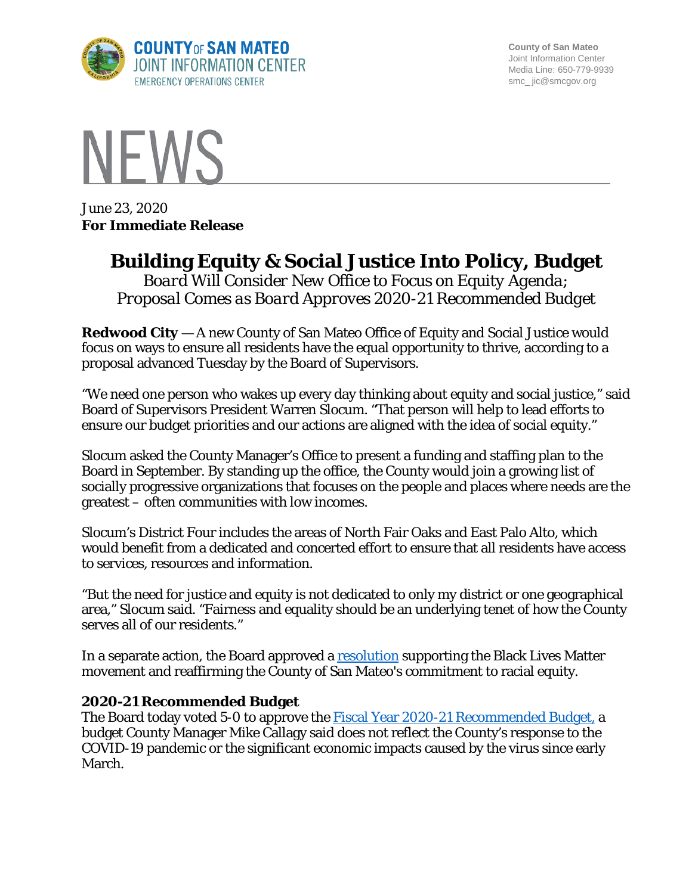COUNTY OF SAN MATEO
JOINT INFORMATION CENTER
EMERGENCY OPERATIONS CENTER

County of San Mateo
Joint Information Center
Media Line: 650-779-9939
smc_ jic@smcgov.org

# NEWS

June 23, 2020
**For Immediate Release**

## Building Equity & Social Justice Into Policy, Budget

*Board Will Consider New Office to Focus on Equity Agenda;*
*Proposal Comes as Board Approves 2020-21 Recommended Budget*

**Redwood City** — A new County of San Mateo Office of Equity and Social Justice would focus on ways to ensure all residents have the equal opportunity to thrive, according to a proposal advanced Tuesday by the Board of Supervisors.

"We need one person who wakes up every day thinking about equity and social justice," said Board of Supervisors President Warren Slocum. "That person will help to lead efforts to ensure our budget priorities and our actions are aligned with the idea of social equity."

Slocum asked the County Manager's Office to present a funding and staffing plan to the Board in September. By standing up the office, the County would join a growing list of socially progressive organizations that focuses on the people and places where needs are the greatest – often communities with low incomes.

Slocum's District Four includes the areas of North Fair Oaks and East Palo Alto, which would benefit from a dedicated and concerted effort to ensure that all residents have access to services, resources and information.

"But the need for justice and equity is not dedicated to only my district or one geographical area," Slocum said. "Fairness and equality should be an underlying tenet of how the County serves all of our residents."

In a separate action, the Board approved a resolution supporting the Black Lives Matter movement and reaffirming the County of San Mateo's commitment to racial equity.

### 2020-21 Recommended Budget

The Board today voted 5-0 to approve the Fiscal Year 2020-21 Recommended Budget, a budget County Manager Mike Callagy said does not reflect the County's response to the COVID-19 pandemic or the significant economic impacts caused by the virus since early March.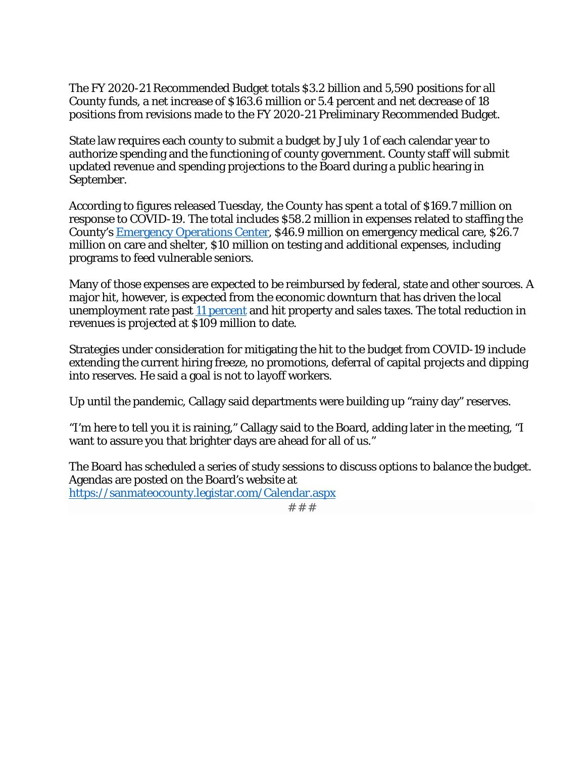The FY 2020-21 Recommended Budget totals $3.2 billion and 5,590 positions for all County funds, a net increase of $163.6 million or 5.4 percent and net decrease of 18 positions from revisions made to the FY 2020-21 Preliminary Recommended Budget.

State law requires each county to submit a budget by July 1 of each calendar year to authorize spending and the functioning of county government. County staff will submit updated revenue and spending projections to the Board during a public hearing in September.

According to figures released Tuesday, the County has spent a total of $169.7 million on response to COVID-19. The total includes $58.2 million in expenses related to staffing the County's Emergency Operations Center, $46.9 million on emergency medical care, $26.7 million on care and shelter, $10 million on testing and additional expenses, including programs to feed vulnerable seniors.

Many of those expenses are expected to be reimbursed by federal, state and other sources. A major hit, however, is expected from the economic downturn that has driven the local unemployment rate past 11 percent and hit property and sales taxes. The total reduction in revenues is projected at $109 million to date.

Strategies under consideration for mitigating the hit to the budget from COVID-19 include extending the current hiring freeze, no promotions, deferral of capital projects and dipping into reserves. He said a goal is not to layoff workers.

Up until the pandemic, Callagy said departments were building up "rainy day" reserves.

"I'm here to tell you it is raining," Callagy said to the Board, adding later in the meeting, "I want to assure you that brighter days are ahead for all of us."

The Board has scheduled a series of study sessions to discuss options to balance the budget. Agendas are posted on the Board's website at https://sanmateocounty.legistar.com/Calendar.aspx

# # #